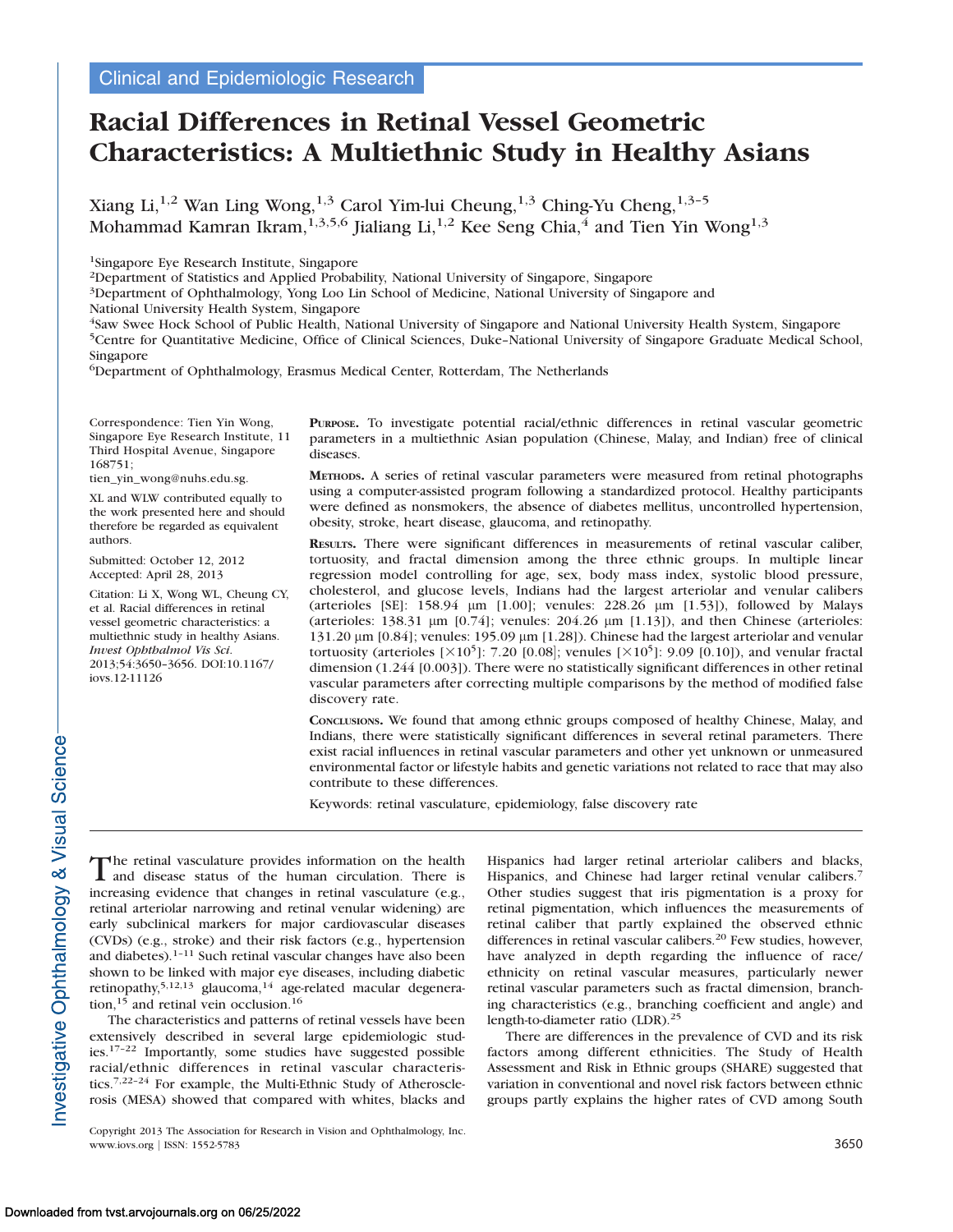Clinical and Epidemiologic Research

# Racial Differences in Retinal Vessel Geometric Characteristics: A Multiethnic Study in Healthy Asians

Xiang Li,[1,2] Wan Ling Wong,[1,3] Carol Yim-lui Cheung,[1,3] Ching-Yu Cheng,[1,3–5] Mohammad Kamran Ikram,[1,3,5,6] Jialiang Li,[1,2] Kee Seng Chia,[4] and Tien Yin Wong[1,3]

[1]Singapore Eye Research Institute, Singapore
[2]Department of Statistics and Applied Probability, National University of Singapore, Singapore
[3]Department of Ophthalmology, Yong Loo Lin School of Medicine, National University of Singapore and National University Health System, Singapore
[4]Saw Swee Hock School of Public Health, National University of Singapore and National University Health System, Singapore
[5]Centre for Quantitative Medicine, Office of Clinical Sciences, Duke–National University of Singapore Graduate Medical School, Singapore
[6]Department of Ophthalmology, Erasmus Medical Center, Rotterdam, The Netherlands

Correspondence: Tien Yin Wong, Singapore Eye Research Institute, 11 Third Hospital Avenue, Singapore 168751; tien_yin_wong@nuhs.edu.sg.

XL and WLW contributed equally to the work presented here and should therefore be regarded as equivalent authors.

Submitted: October 12, 2012
Accepted: April 28, 2013

Citation: Li X, Wong WL, Cheung CY, et al. Racial differences in retinal vessel geometric characteristics: a multiethnic study in healthy Asians. *Invest Ophthalmol Vis Sci.* 2013;54:3650–3656. DOI:10.1167/iovs.12-11126

**Purpose.** To investigate potential racial/ethnic differences in retinal vascular geometric parameters in a multiethnic Asian population (Chinese, Malay, and Indian) free of clinical diseases.

**Methods.** A series of retinal vascular parameters were measured from retinal photographs using a computer-assisted program following a standardized protocol. Healthy participants were defined as nonsmokers, the absence of diabetes mellitus, uncontrolled hypertension, obesity, stroke, heart disease, glaucoma, and retinopathy.

**Results.** There were significant differences in measurements of retinal vascular caliber, tortuosity, and fractal dimension among the three ethnic groups. In multiple linear regression model controlling for age, sex, body mass index, systolic blood pressure, cholesterol, and glucose levels, Indians had the largest arteriolar and venular calibers (arterioles [SE]: 158.94 μm [1.00]; venules: 228.26 μm [1.53]), followed by Malays (arterioles: 138.31 μm [0.74]; venules: 204.26 μm [1.13]), and then Chinese (arterioles: 131.20 μm [0.84]; venules: 195.09 μm [1.28]). Chinese had the largest arteriolar and venular tortuosity (arterioles [$\times 10^5$]: 7.20 [0.08]; venules [$\times 10^5$]: 9.09 [0.10]), and venular fractal dimension (1.244 [0.003]). There were no statistically significant differences in other retinal vascular parameters after correcting multiple comparisons by the method of modified false discovery rate.

**Conclusions.** We found that among ethnic groups composed of healthy Chinese, Malay, and Indians, there were statistically significant differences in several retinal parameters. There exist racial influences in retinal vascular parameters and other yet unknown or unmeasured environmental factor or lifestyle habits and genetic variations not related to race that may also contribute to these differences.

Keywords: retinal vasculature, epidemiology, false discovery rate

The retinal vasculature provides information on the health and disease status of the human circulation. There is increasing evidence that changes in retinal vasculature (e.g., retinal arteriolar narrowing and retinal venular widening) are early subclinical markers for major cardiovascular diseases (CVDs) (e.g., stroke) and their risk factors (e.g., hypertension and diabetes).[1–11] Such retinal vascular changes have also been shown to be linked with major eye diseases, including diabetic retinopathy,[5,12,13] glaucoma,[14] age-related macular degeneration,[15] and retinal vein occlusion.[16]

The characteristics and patterns of retinal vessels have been extensively described in several large epidemiologic studies.[17–22] Importantly, some studies have suggested possible racial/ethnic differences in retinal vascular characteristics.[7,22–24] For example, the Multi-Ethnic Study of Atherosclerosis (MESA) showed that compared with whites, blacks and Hispanics had larger retinal arteriolar calibers and blacks, Hispanics, and Chinese had larger retinal venular calibers.[7] Other studies suggest that iris pigmentation is a proxy for retinal pigmentation, which influences the measurements of retinal caliber that partly explained the observed ethnic differences in retinal vascular calibers.[20] Few studies, however, have analyzed in depth regarding the influence of race/ethnicity on retinal vascular measures, particularly newer retinal vascular parameters such as fractal dimension, branching characteristics (e.g., branching coefficient and angle) and length-to-diameter ratio (LDR).[25]

There are differences in the prevalence of CVD and its risk factors among different ethnicities. The Study of Health Assessment and Risk in Ethnic groups (SHARE) suggested that variation in conventional and novel risk factors between ethnic groups partly explains the higher rates of CVD among South

Copyright 2013 The Association for Research in Vision and Ophthalmology, Inc.
www.iovs.org | ISSN: 1552-5783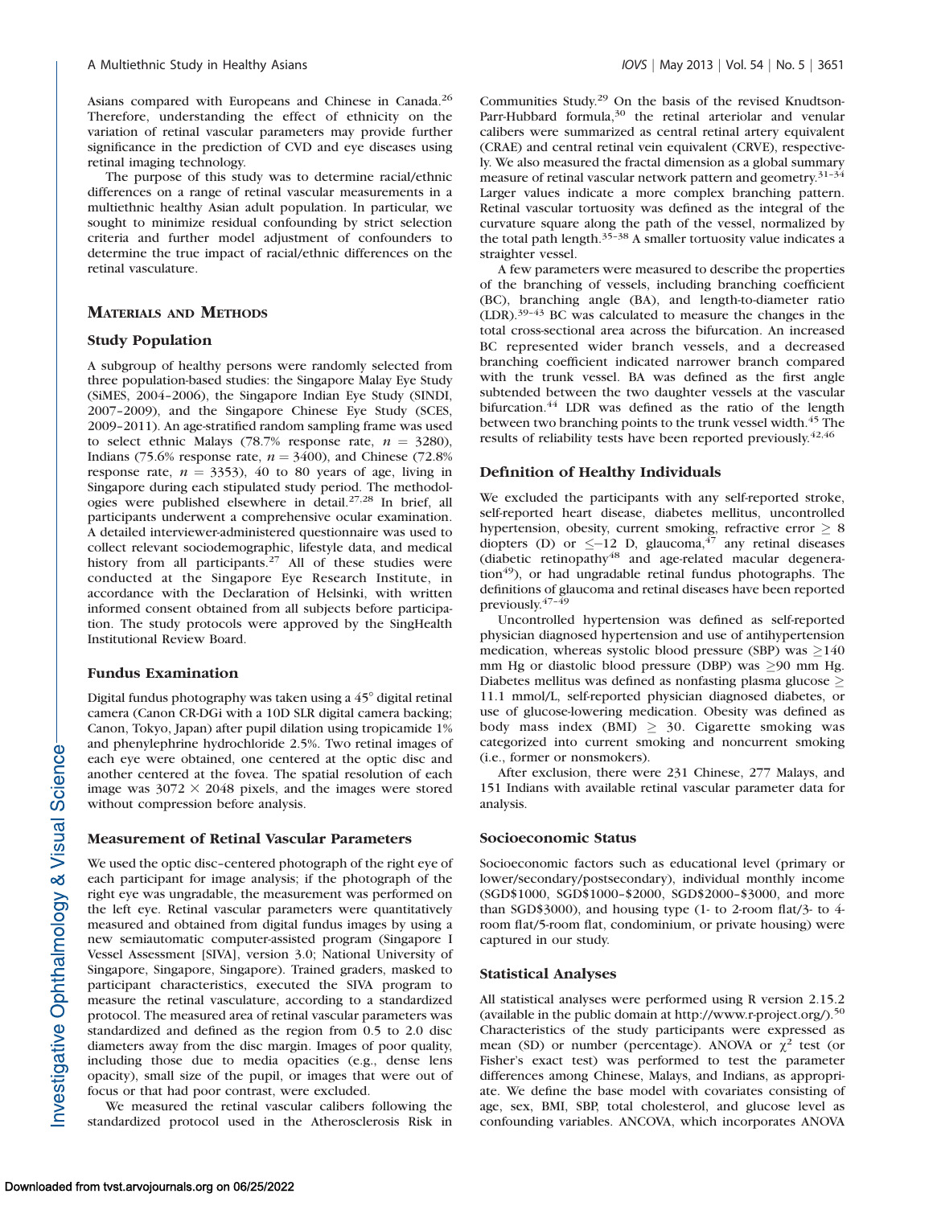Asians compared with Europeans and Chinese in Canada.[26] Therefore, understanding the effect of ethnicity on the variation of retinal vascular parameters may provide further significance in the prediction of CVD and eye diseases using retinal imaging technology.

The purpose of this study was to determine racial/ethnic differences on a range of retinal vascular measurements in a multiethnic healthy Asian adult population. In particular, we sought to minimize residual confounding by strict selection criteria and further model adjustment of confounders to determine the true impact of racial/ethnic differences on the retinal vasculature.

## MATERIALS AND METHODS

### Study Population

A subgroup of healthy persons were randomly selected from three population-based studies: the Singapore Malay Eye Study (SiMES, 2004–2006), the Singapore Indian Eye Study (SINDI, 2007–2009), and the Singapore Chinese Eye Study (SCES, 2009–2011). An age-stratified random sampling frame was used to select ethnic Malays (78.7% response rate, $n = 3280$), Indians (75.6% response rate, $n = 3400$), and Chinese (72.8% response rate, $n = 3353$), 40 to 80 years of age, living in Singapore during each stipulated study period. The methodologies were published elsewhere in detail.[27,28] In brief, all participants underwent a comprehensive ocular examination. A detailed interviewer-administered questionnaire was used to collect relevant sociodemographic, lifestyle data, and medical history from all participants.[27] All of these studies were conducted at the Singapore Eye Research Institute, in accordance with the Declaration of Helsinki, with written informed consent obtained from all subjects before participation. The study protocols were approved by the SingHealth Institutional Review Board.

### Fundus Examination

Digital fundus photography was taken using a 45° digital retinal camera (Canon CR-DGi with a 10D SLR digital camera backing; Canon, Tokyo, Japan) after pupil dilation using tropicamide 1% and phenylephrine hydrochloride 2.5%. Two retinal images of each eye were obtained, one centered at the optic disc and another centered at the fovea. The spatial resolution of each image was $3072 \times 2048$ pixels, and the images were stored without compression before analysis.

### Measurement of Retinal Vascular Parameters

We used the optic disc–centered photograph of the right eye of each participant for image analysis; if the photograph of the right eye was ungradable, the measurement was performed on the left eye. Retinal vascular parameters were quantitatively measured and obtained from digital fundus images by using a new semiautomatic computer-assisted program (Singapore I Vessel Assessment [SIVA], version 3.0; National University of Singapore, Singapore, Singapore). Trained graders, masked to participant characteristics, executed the SIVA program to measure the retinal vasculature, according to a standardized protocol. The measured area of retinal vascular parameters was standardized and defined as the region from 0.5 to 2.0 disc diameters away from the disc margin. Images of poor quality, including those due to media opacities (e.g., dense lens opacity), small size of the pupil, or images that were out of focus or that had poor contrast, were excluded.

We measured the retinal vascular calibers following the standardized protocol used in the Atherosclerosis Risk in Communities Study.[29] On the basis of the revised Knudtson-Parr-Hubbard formula,[30] the retinal arteriolar and venular calibers were summarized as central retinal artery equivalent (CRAE) and central retinal vein equivalent (CRVE), respectively. We also measured the fractal dimension as a global summary measure of retinal vascular network pattern and geometry.[31–34] Larger values indicate a more complex branching pattern. Retinal vascular tortuosity was defined as the integral of the curvature square along the path of the vessel, normalized by the total path length.[35–38] A smaller tortuosity value indicates a straighter vessel.

A few parameters were measured to describe the properties of the branching of vessels, including branching coefficient (BC), branching angle (BA), and length-to-diameter ratio (LDR).[39–43] BC was calculated to measure the changes in the total cross-sectional area across the bifurcation. An increased BC represented wider branch vessels, and a decreased branching coefficient indicated narrower branch compared with the trunk vessel. BA was defined as the first angle subtended between the two daughter vessels at the vascular bifurcation.[44] LDR was defined as the ratio of the length between two branching points to the trunk vessel width.[45] The results of reliability tests have been reported previously.[42,46]

### Definition of Healthy Individuals

We excluded the participants with any self-reported stroke, self-reported heart disease, diabetes mellitus, uncontrolled hypertension, obesity, current smoking, refractive error $\geq 8$ diopters (D) or $\leq -12$ D, glaucoma,[47] any retinal diseases (diabetic retinopathy[48] and age-related macular degeneration[49]), or had ungradable retinal fundus photographs. The definitions of glaucoma and retinal diseases have been reported previously.[47–49]

Uncontrolled hypertension was defined as self-reported physician diagnosed hypertension and use of antihypertension medication, whereas systolic blood pressure (SBP) was $\geq 140$ mm Hg or diastolic blood pressure (DBP) was $\geq 90$ mm Hg. Diabetes mellitus was defined as nonfasting plasma glucose $\geq$ 11.1 mmol/L, self-reported physician diagnosed diabetes, or use of glucose-lowering medication. Obesity was defined as body mass index (BMI) $\geq 30$. Cigarette smoking was categorized into current smoking and noncurrent smoking (i.e., former or nonsmokers).

After exclusion, there were 231 Chinese, 277 Malays, and 151 Indians with available retinal vascular parameter data for analysis.

### Socioeconomic Status

Socioeconomic factors such as educational level (primary or lower/secondary/postsecondary), individual monthly income (SGD$1000, SGD$1000–$2000, SGD$2000–$3000, and more than SGD$3000), and housing type (1- to 2-room flat/3- to 4-room flat/5-room flat, condominium, or private housing) were captured in our study.

### Statistical Analyses

All statistical analyses were performed using R version 2.15.2 (available in the public domain at http://www.r-project.org/).[50] Characteristics of the study participants were expressed as mean (SD) or number (percentage). ANOVA or $\chi^2$ test (or Fisher's exact test) was performed to test the parameter differences among Chinese, Malays, and Indians, as appropriate. We define the base model with covariates consisting of age, sex, BMI, SBP, total cholesterol, and glucose level as confounding variables. ANCOVA, which incorporates ANOVA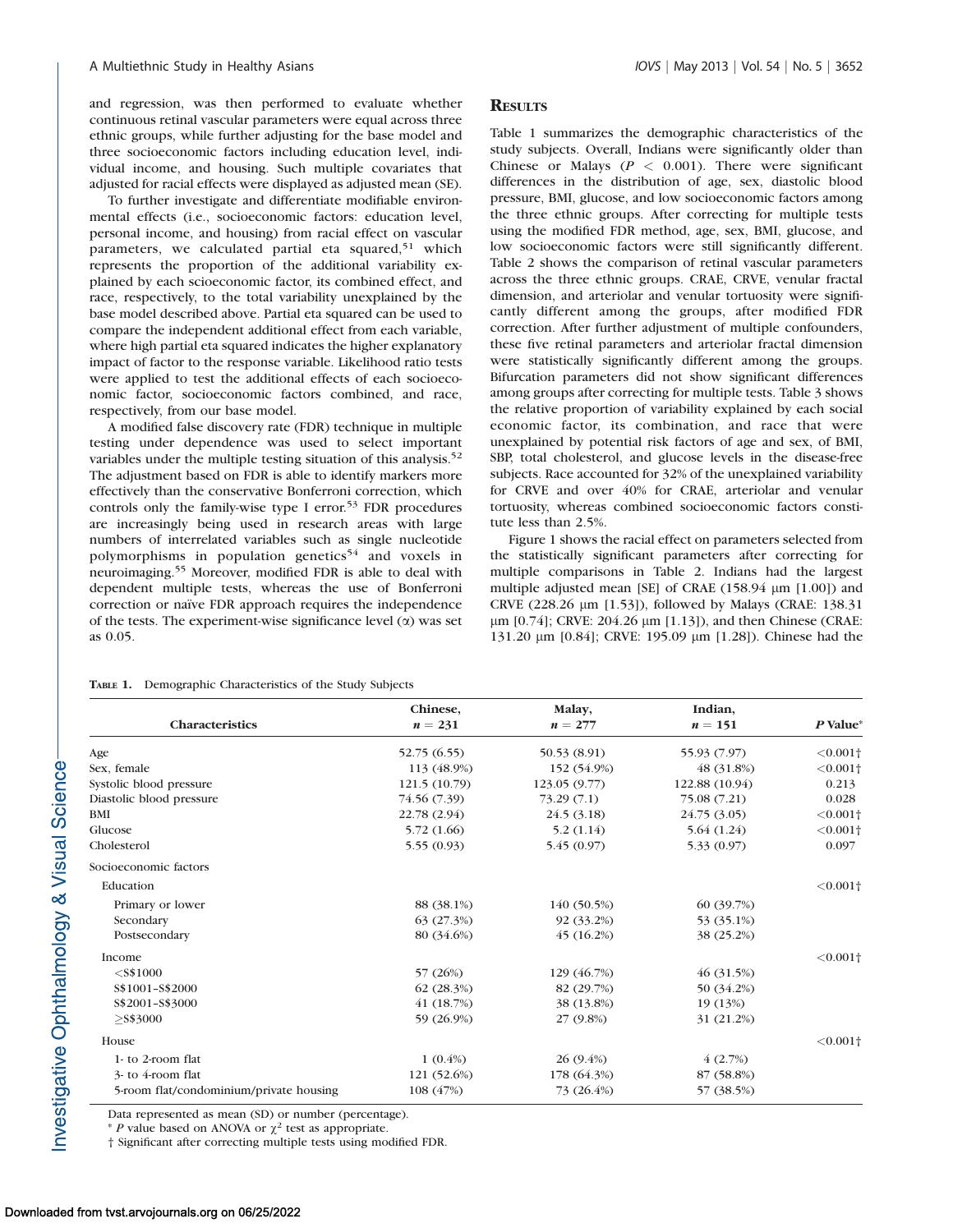and regression, was then performed to evaluate whether continuous retinal vascular parameters were equal across three ethnic groups, while further adjusting for the base model and three socioeconomic factors including education level, individual income, and housing. Such multiple covariates that adjusted for racial effects were displayed as adjusted mean (SE).

To further investigate and differentiate modifiable environmental effects (i.e., socioeconomic factors: education level, personal income, and housing) from racial effect on vascular parameters, we calculated partial eta squared,[51] which represents the proportion of the additional variability explained by each scioeconomic factor, its combined effect, and race, respectively, to the total variability unexplained by the base model described above. Partial eta squared can be used to compare the independent additional effect from each variable, where high partial eta squared indicates the higher explanatory impact of factor to the response variable. Likelihood ratio tests were applied to test the additional effects of each socioeconomic factor, socioeconomic factors combined, and race, respectively, from our base model.

A modified false discovery rate (FDR) technique in multiple testing under dependence was used to select important variables under the multiple testing situation of this analysis.[52] The adjustment based on FDR is able to identify markers more effectively than the conservative Bonferroni correction, which controls only the family-wise type I error.[53] FDR procedures are increasingly being used in research areas with large numbers of interrelated variables such as single nucleotide polymorphisms in population genetics[54] and voxels in neuroimaging.[55] Moreover, modified FDR is able to deal with dependent multiple tests, whereas the use of Bonferroni correction or naïve FDR approach requires the independence of the tests. The experiment-wise significance level ($\alpha$) was set as 0.05.

## Results

Table 1 summarizes the demographic characteristics of the study subjects. Overall, Indians were significantly older than Chinese or Malays ($P < 0.001$). There were significant differences in the distribution of age, sex, diastolic blood pressure, BMI, glucose, and low socioeconomic factors among the three ethnic groups. After correcting for multiple tests using the modified FDR method, age, sex, BMI, glucose, and low socioeconomic factors were still significantly different. Table 2 shows the comparison of retinal vascular parameters across the three ethnic groups. CRAE, CRVE, venular fractal dimension, and arteriolar and venular tortuosity were significantly different among the groups, after modified FDR correction. After further adjustment of multiple confounders, these five retinal parameters and arteriolar fractal dimension were statistically significantly different among the groups. Bifurcation parameters did not show significant differences among groups after correcting for multiple tests. Table 3 shows the relative proportion of variability explained by each social economic factor, its combination, and race that were unexplained by potential risk factors of age and sex, of BMI, SBP, total cholesterol, and glucose levels in the disease-free subjects. Race accounted for 32% of the unexplained variability for CRVE and over 40% for CRAE, arteriolar and venular tortuosity, whereas combined socioeconomic factors constitute less than 2.5%.

Figure 1 shows the racial effect on parameters selected from the statistically significant parameters after correcting for multiple comparisons in Table 2. Indians had the largest multiple adjusted mean [SE] of CRAE (158.94 μm [1.00]) and CRVE (228.26 μm [1.53]), followed by Malays (CRAE: 138.31 μm [0.74]; CRVE: 204.26 μm [1.13]), and then Chinese (CRAE: 131.20 μm [0.84]; CRVE: 195.09 μm [1.28]). Chinese had the

**Table 1.** Demographic Characteristics of the Study Subjects

| Characteristics | Chinese, $n = 231$ | Malay, $n = 277$ | Indian, $n = 151$ | P Value* |
|---|---|---|---|---|
| Age | 52.75 (6.55) | 50.53 (8.91) | 55.93 (7.97) | <0.001† |
| Sex, female | 113 (48.9%) | 152 (54.9%) | 48 (31.8%) | <0.001† |
| Systolic blood pressure | 121.5 (10.79) | 123.05 (9.77) | 122.88 (10.94) | 0.213 |
| Diastolic blood pressure | 74.56 (7.39) | 73.29 (7.1) | 75.08 (7.21) | 0.028 |
| BMI | 22.78 (2.94) | 24.5 (3.18) | 24.75 (3.05) | <0.001† |
| Glucose | 5.72 (1.66) | 5.2 (1.14) | 5.64 (1.24) | <0.001† |
| Cholesterol | 5.55 (0.93) | 5.45 (0.97) | 5.33 (0.97) | 0.097 |
| Socioeconomic factors | | | | |
| Education | | | | <0.001† |
| Primary or lower | 88 (38.1%) | 140 (50.5%) | 60 (39.7%) | |
| Secondary | 63 (27.3%) | 92 (33.2%) | 53 (35.1%) | |
| Postsecondary | 80 (34.6%) | 45 (16.2%) | 38 (25.2%) | |
| Income | | | | <0.001† |
| <S$1000 | 57 (26%) | 129 (46.7%) | 46 (31.5%) | |
| S$1001–S$2000 | 62 (28.3%) | 82 (29.7%) | 50 (34.2%) | |
| S$2001–S$3000 | 41 (18.7%) | 38 (13.8%) | 19 (13%) | |
| ≥S$3000 | 59 (26.9%) | 27 (9.8%) | 31 (21.2%) | |
| House | | | | <0.001† |
| 1- to 2-room flat | 1 (0.4%) | 26 (9.4%) | 4 (2.7%) | |
| 3- to 4-room flat | 121 (52.6%) | 178 (64.3%) | 87 (58.8%) | |
| 5-room flat/condominium/private housing | 108 (47%) | 73 (26.4%) | 57 (38.5%) | |

Data represented as mean (SD) or number (percentage).

\* P value based on ANOVA or $\chi^2$ test as appropriate.

† Significant after correcting multiple tests using modified FDR.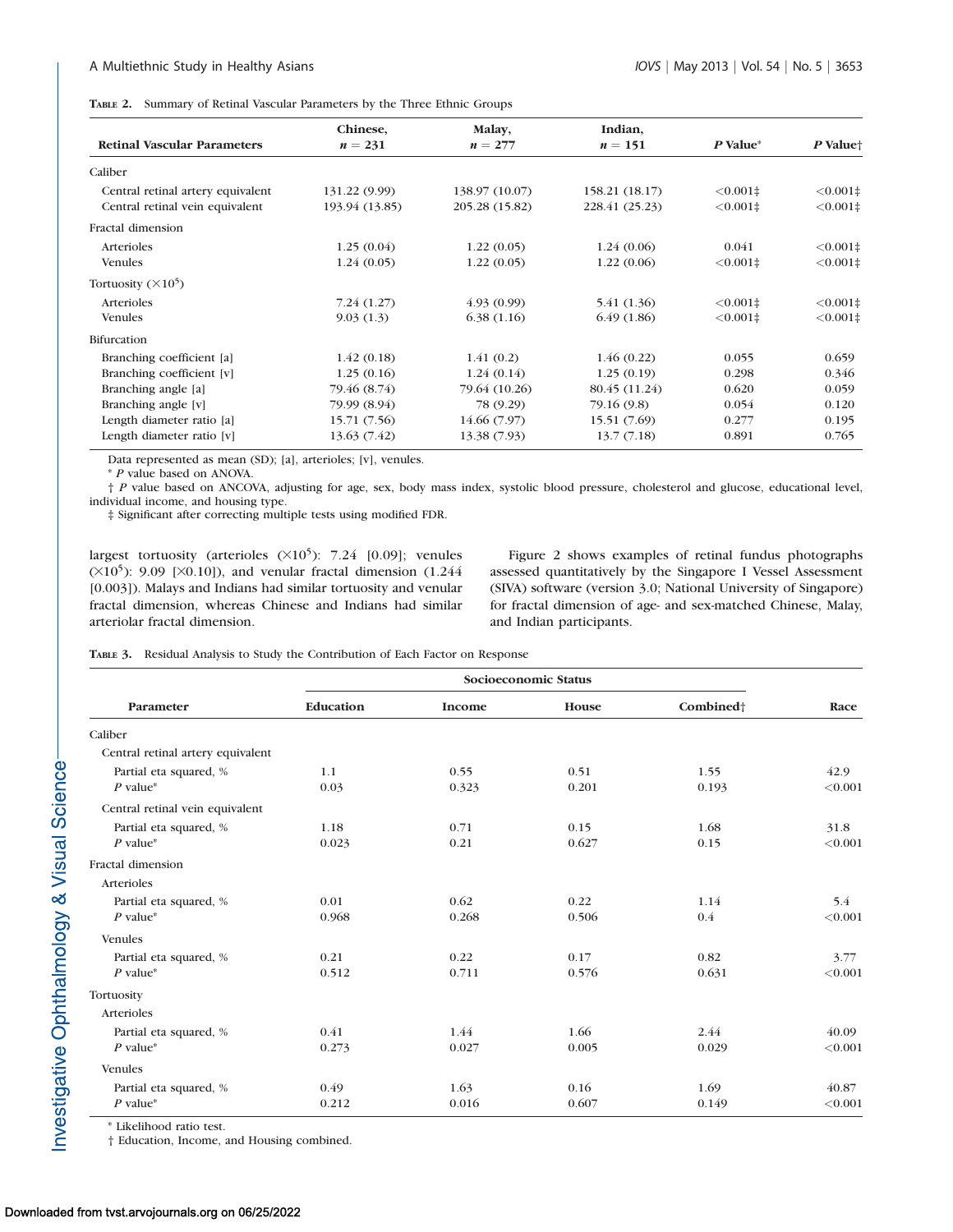**Table 2.** Summary of Retinal Vascular Parameters by the Three Ethnic Groups

| Retinal Vascular Parameters | Chinese, $n = 231$ | Malay, $n = 277$ | Indian, $n = 151$ | *P* Value* | *P* Value† |
|---|---|---|---|---|---|
| Caliber | | | | | |
| Central retinal artery equivalent | 131.22 (9.99) | 138.97 (10.07) | 158.21 (18.17) | <0.001‡ | <0.001‡ |
| Central retinal vein equivalent | 193.94 (13.85) | 205.28 (15.82) | 228.41 (25.23) | <0.001‡ | <0.001‡ |
| Fractal dimension | | | | | |
| Arterioles | 1.25 (0.04) | 1.22 (0.05) | 1.24 (0.06) | 0.041 | <0.001‡ |
| Venules | 1.24 (0.05) | 1.22 (0.05) | 1.22 (0.06) | <0.001‡ | <0.001‡ |
| Tortuosity ($\times 10^5$) | | | | | |
| Arterioles | 7.24 (1.27) | 4.93 (0.99) | 5.41 (1.36) | <0.001‡ | <0.001‡ |
| Venules | 9.03 (1.3) | 6.38 (1.16) | 6.49 (1.86) | <0.001‡ | <0.001‡ |
| Bifurcation | | | | | |
| Branching coefficient [a] | 1.42 (0.18) | 1.41 (0.2) | 1.46 (0.22) | 0.055 | 0.659 |
| Branching coefficient [v] | 1.25 (0.16) | 1.24 (0.14) | 1.25 (0.19) | 0.298 | 0.346 |
| Branching angle [a] | 79.46 (8.74) | 79.64 (10.26) | 80.45 (11.24) | 0.620 | 0.059 |
| Branching angle [v] | 79.99 (8.94) | 78 (9.29) | 79.16 (9.8) | 0.054 | 0.120 |
| Length diameter ratio [a] | 15.71 (7.56) | 14.66 (7.97) | 15.51 (7.69) | 0.277 | 0.195 |
| Length diameter ratio [v] | 13.63 (7.42) | 13.38 (7.93) | 13.7 (7.18) | 0.891 | 0.765 |

Data represented as mean (SD); [a], arterioles; [v], venules.

\* *P* value based on ANOVA.

† *P* value based on ANCOVA, adjusting for age, sex, body mass index, systolic blood pressure, cholesterol and glucose, educational level, individual income, and housing type.

‡ Significant after correcting multiple tests using modified FDR.

largest tortuosity (arterioles ($\times 10^5$): 7.24 [0.09]; venules ($\times 10^5$): 9.09 [$\times$0.10]), and venular fractal dimension (1.244 [0.003]). Malays and Indians had similar tortuosity and venular fractal dimension, whereas Chinese and Indians had similar arteriolar fractal dimension.

Figure 2 shows examples of retinal fundus photographs assessed quantitatively by the Singapore I Vessel Assessment (SIVA) software (version 3.0; National University of Singapore) for fractal dimension of age- and sex-matched Chinese, Malay, and Indian participants.

**Table 3.** Residual Analysis to Study the Contribution of Each Factor on Response

| Parameter | Socioeconomic Status | | | | Race |
|---|---|---|---|---|---|
| | Education | Income | House | Combined† | |
| Caliber | | | | | |
| Central retinal artery equivalent | | | | | |
| Partial eta squared, % | 1.1 | 0.55 | 0.51 | 1.55 | 42.9 |
| *P* value* | 0.03 | 0.323 | 0.201 | 0.193 | <0.001 |
| Central retinal vein equivalent | | | | | |
| Partial eta squared, % | 1.18 | 0.71 | 0.15 | 1.68 | 31.8 |
| *P* value* | 0.023 | 0.21 | 0.627 | 0.15 | <0.001 |
| Fractal dimension | | | | | |
| Arterioles | | | | | |
| Partial eta squared, % | 0.01 | 0.62 | 0.22 | 1.14 | 5.4 |
| *P* value* | 0.968 | 0.268 | 0.506 | 0.4 | <0.001 |
| Venules | | | | | |
| Partial eta squared, % | 0.21 | 0.22 | 0.17 | 0.82 | 3.77 |
| *P* value* | 0.512 | 0.711 | 0.576 | 0.631 | <0.001 |
| Tortuosity | | | | | |
| Arterioles | | | | | |
| Partial eta squared, % | 0.41 | 1.44 | 1.66 | 2.44 | 40.09 |
| *P* value* | 0.273 | 0.027 | 0.005 | 0.029 | <0.001 |
| Venules | | | | | |
| Partial eta squared, % | 0.49 | 1.63 | 0.16 | 1.69 | 40.87 |
| *P* value* | 0.212 | 0.016 | 0.607 | 0.149 | <0.001 |

\* Likelihood ratio test.

† Education, Income, and Housing combined.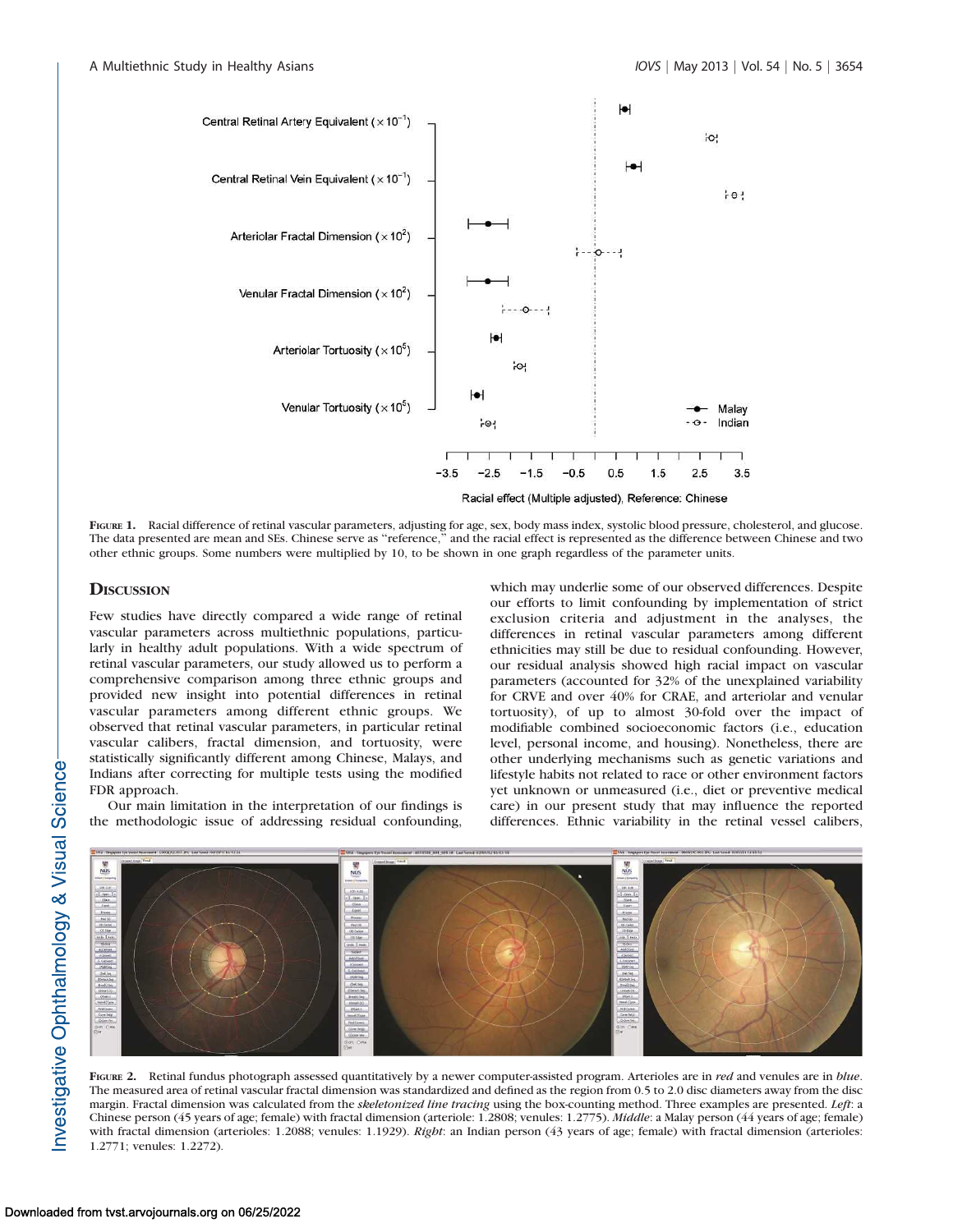FIGURE 1. Racial difference of retinal vascular parameters, adjusting for age, sex, body mass index, systolic blood pressure, cholesterol, and glucose. The data presented are mean and SEs. Chinese serve as "reference," and the racial effect is represented as the difference between Chinese and two other ethnic groups. Some numbers were multiplied by 10, to be shown in one graph regardless of the parameter units.

## DISCUSSION

Few studies have directly compared a wide range of retinal vascular parameters across multiethnic populations, particularly in healthy adult populations. With a wide spectrum of retinal vascular parameters, our study allowed us to perform a comprehensive comparison among three ethnic groups and provided new insight into potential differences in retinal vascular parameters among different ethnic groups. We observed that retinal vascular parameters, in particular retinal vascular calibers, fractal dimension, and tortuosity, were statistically significantly different among Chinese, Malays, and Indians after correcting for multiple tests using the modified FDR approach.

Our main limitation in the interpretation of our findings is the methodologic issue of addressing residual confounding, which may underlie some of our observed differences. Despite our efforts to limit confounding by implementation of strict exclusion criteria and adjustment in the analyses, the differences in retinal vascular parameters among different ethnicities may still be due to residual confounding. However, our residual analysis showed high racial impact on vascular parameters (accounted for 32% of the unexplained variability for CRVE and over 40% for CRAE, and arteriolar and venular tortuosity), of up to almost 30-fold over the impact of modifiable combined socioeconomic factors (i.e., education level, personal income, and housing). Nonetheless, there are other underlying mechanisms such as genetic variations and lifestyle habits not related to race or other environment factors yet unknown or unmeasured (i.e., diet or preventive medical care) in our present study that may influence the reported differences. Ethnic variability in the retinal vessel calibers,

FIGURE 2. Retinal fundus photograph assessed quantitatively by a newer computer-assisted program. Arterioles are in *red* and venules are in *blue*. The measured area of retinal vascular fractal dimension was standardized and defined as the region from 0.5 to 2.0 disc diameters away from the disc margin. Fractal dimension was calculated from the *skeletonized line tracing* using the box-counting method. Three examples are presented. *Left*: a Chinese person (45 years of age; female) with fractal dimension (arteriole: 1.2808; venules: 1.2775). *Middle*: a Malay person (44 years of age; female) with fractal dimension (arterioles: 1.2088; venules: 1.1929). *Right*: an Indian person (43 years of age; female) with fractal dimension (arterioles: 1.2771; venules: 1.2272).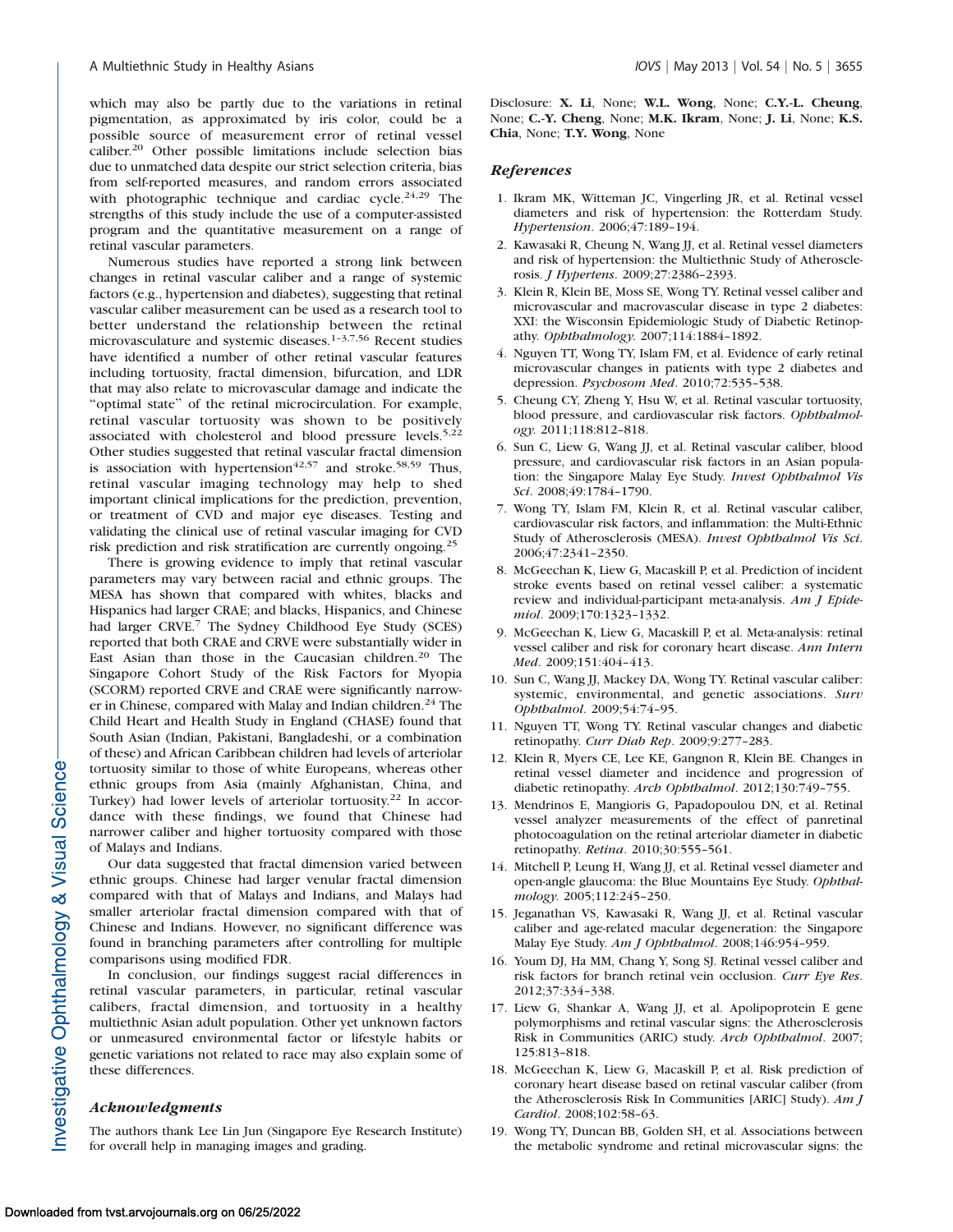which may also be partly due to the variations in retinal pigmentation, as approximated by iris color, could be a possible source of measurement error of retinal vessel caliber.[20] Other possible limitations include selection bias due to unmatched data despite our strict selection criteria, bias from self-reported measures, and random errors associated with photographic technique and cardiac cycle.[24,29] The strengths of this study include the use of a computer-assisted program and the quantitative measurement on a range of retinal vascular parameters.

Numerous studies have reported a strong link between changes in retinal vascular caliber and a range of systemic factors (e.g., hypertension and diabetes), suggesting that retinal vascular caliber measurement can be used as a research tool to better understand the relationship between the retinal microvasculature and systemic diseases.[1–3,7,56] Recent studies have identified a number of other retinal vascular features including tortuosity, fractal dimension, bifurcation, and LDR that may also relate to microvascular damage and indicate the "optimal state" of the retinal microcirculation. For example, retinal vascular tortuosity was shown to be positively associated with cholesterol and blood pressure levels.[5,22] Other studies suggested that retinal vascular fractal dimension is association with hypertension[42,57] and stroke.[58,59] Thus, retinal vascular imaging technology may help to shed important clinical implications for the prediction, prevention, or treatment of CVD and major eye diseases. Testing and validating the clinical use of retinal vascular imaging for CVD risk prediction and risk stratification are currently ongoing.[25]

There is growing evidence to imply that retinal vascular parameters may vary between racial and ethnic groups. The MESA has shown that compared with whites, blacks and Hispanics had larger CRAE; and blacks, Hispanics, and Chinese had larger CRVE.[7] The Sydney Childhood Eye Study (SCES) reported that both CRAE and CRVE were substantially wider in East Asian than those in the Caucasian children.[20] The Singapore Cohort Study of the Risk Factors for Myopia (SCORM) reported CRVE and CRAE were significantly narrower in Chinese, compared with Malay and Indian children.[24] The Child Heart and Health Study in England (CHASE) found that South Asian (Indian, Pakistani, Bangladeshi, or a combination of these) and African Caribbean children had levels of arteriolar tortuosity similar to those of white Europeans, whereas other ethnic groups from Asia (mainly Afghanistan, China, and Turkey) had lower levels of arteriolar tortuosity.[22] In accordance with these findings, we found that Chinese had narrower caliber and higher tortuosity compared with those of Malays and Indians.

Our data suggested that fractal dimension varied between ethnic groups. Chinese had larger venular fractal dimension compared with that of Malays and Indians, and Malays had smaller arteriolar fractal dimension compared with that of Chinese and Indians. However, no significant difference was found in branching parameters after controlling for multiple comparisons using modified FDR.

In conclusion, our findings suggest racial differences in retinal vascular parameters, in particular, retinal vascular calibers, fractal dimension, and tortuosity in a healthy multiethnic Asian adult population. Other yet unknown factors or unmeasured environmental factor or lifestyle habits or genetic variations not related to race may also explain some of these differences.

### *Acknowledgments*

The authors thank Lee Lin Jun (Singapore Eye Research Institute) for overall help in managing images and grading.

Disclosure: **X. Li**, None; **W.L. Wong**, None; **C.Y.-L. Cheung**, None; **C.-Y. Cheng**, None; **M.K. Ikram**, None; **J. Li**, None; **K.S. Chia**, None; **T.Y. Wong**, None

### *References*

1. Ikram MK, Witteman JC, Vingerling JR, et al. Retinal vessel diameters and risk of hypertension: the Rotterdam Study. *Hypertension*. 2006;47:189–194.
2. Kawasaki R, Cheung N, Wang JJ, et al. Retinal vessel diameters and risk of hypertension: the Multiethnic Study of Atherosclerosis. *J Hypertens*. 2009;27:2386–2393.
3. Klein R, Klein BE, Moss SE, Wong TY. Retinal vessel caliber and microvascular and macrovascular disease in type 2 diabetes: XXI: the Wisconsin Epidemiologic Study of Diabetic Retinopathy. *Ophthalmology*. 2007;114:1884–1892.
4. Nguyen TT, Wong TY, Islam FM, et al. Evidence of early retinal microvascular changes in patients with type 2 diabetes and depression. *Psychosom Med*. 2010;72:535–538.
5. Cheung CY, Zheng Y, Hsu W, et al. Retinal vascular tortuosity, blood pressure, and cardiovascular risk factors. *Ophthalmology*. 2011;118:812–818.
6. Sun C, Liew G, Wang JJ, et al. Retinal vascular caliber, blood pressure, and cardiovascular risk factors in an Asian population: the Singapore Malay Eye Study. *Invest Ophthalmol Vis Sci*. 2008;49:1784–1790.
7. Wong TY, Islam FM, Klein R, et al. Retinal vascular caliber, cardiovascular risk factors, and inflammation: the Multi-Ethnic Study of Atherosclerosis (MESA). *Invest Ophthalmol Vis Sci*. 2006;47:2341–2350.
8. McGeechan K, Liew G, Macaskill P, et al. Prediction of incident stroke events based on retinal vessel caliber: a systematic review and individual-participant meta-analysis. *Am J Epidemiol*. 2009;170:1323–1332.
9. McGeechan K, Liew G, Macaskill P, et al. Meta-analysis: retinal vessel caliber and risk for coronary heart disease. *Ann Intern Med*. 2009;151:404–413.
10. Sun C, Wang JJ, Mackey DA, Wong TY. Retinal vascular caliber: systemic, environmental, and genetic associations. *Surv Ophthalmol*. 2009;54:74–95.
11. Nguyen TT, Wong TY. Retinal vascular changes and diabetic retinopathy. *Curr Diab Rep*. 2009;9:277–283.
12. Klein R, Myers CE, Lee KE, Gangnon R, Klein BE. Changes in retinal vessel diameter and incidence and progression of diabetic retinopathy. *Arch Ophthalmol*. 2012;130:749–755.
13. Mendrinos E, Mangioris G, Papadopoulou DN, et al. Retinal vessel analyzer measurements of the effect of panretinal photocoagulation on the retinal arteriolar diameter in diabetic retinopathy. *Retina*. 2010;30:555–561.
14. Mitchell P, Leung H, Wang JJ, et al. Retinal vessel diameter and open-angle glaucoma: the Blue Mountains Eye Study. *Ophthalmology*. 2005;112:245–250.
15. Jeganathan VS, Kawasaki R, Wang JJ, et al. Retinal vascular caliber and age-related macular degeneration: the Singapore Malay Eye Study. *Am J Ophthalmol*. 2008;146:954–959.
16. Youm DJ, Ha MM, Chang Y, Song SJ. Retinal vessel caliber and risk factors for branch retinal vein occlusion. *Curr Eye Res*. 2012;37:334–338.
17. Liew G, Shankar A, Wang JJ, et al. Apolipoprotein E gene polymorphisms and retinal vascular signs: the Atherosclerosis Risk in Communities (ARIC) study. *Arch Ophthalmol*. 2007;125:813–818.
18. McGeechan K, Liew G, Macaskill P, et al. Risk prediction of coronary heart disease based on retinal vascular caliber (from the Atherosclerosis Risk In Communities [ARIC] Study). *Am J Cardiol*. 2008;102:58–63.
19. Wong TY, Duncan BB, Golden SH, et al. Associations between the metabolic syndrome and retinal microvascular signs: the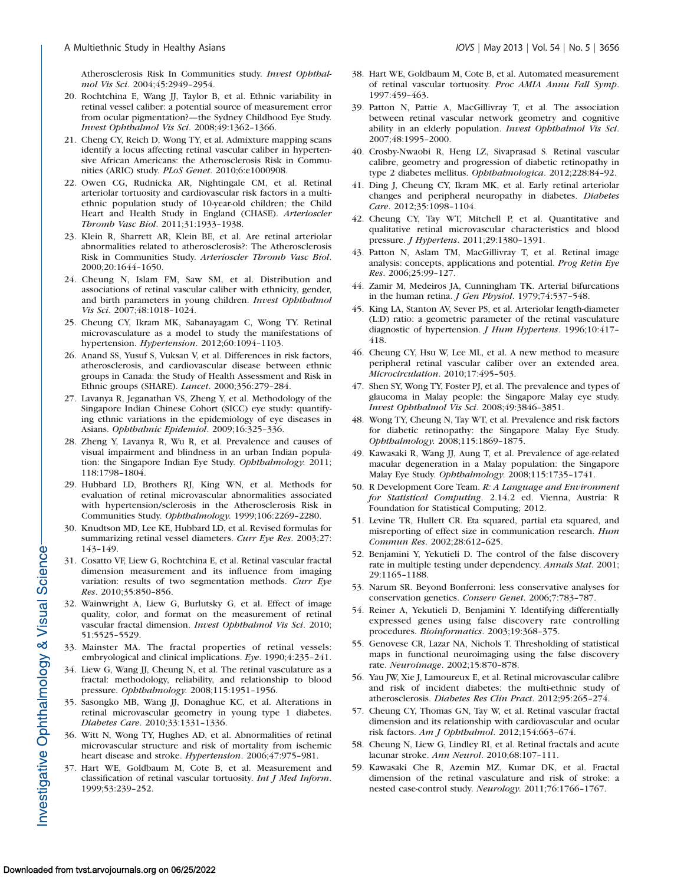Atherosclerosis Risk In Communities study. *Invest Ophthalmol Vis Sci*. 2004;45:2949–2954.

20. Rochtchina E, Wang JJ, Taylor B, et al. Ethnic variability in retinal vessel caliber: a potential source of measurement error from ocular pigmentation?—the Sydney Childhood Eye Study. *Invest Ophthalmol Vis Sci*. 2008;49:1362–1366.
21. Cheng CY, Reich D, Wong TY, et al. Admixture mapping scans identify a locus affecting retinal vascular caliber in hypertensive African Americans: the Atherosclerosis Risk in Communities (ARIC) study. *PLoS Genet*. 2010;6:e1000908.
22. Owen CG, Rudnicka AR, Nightingale CM, et al. Retinal arteriolar tortuosity and cardiovascular risk factors in a multiethnic population study of 10-year-old children; the Child Heart and Health Study in England (CHASE). *Arterioscler Thromb Vasc Biol*. 2011;31:1933–1938.
23. Klein R, Sharrett AR, Klein BE, et al. Are retinal arteriolar abnormalities related to atherosclerosis?: The Atherosclerosis Risk in Communities Study. *Arterioscler Thromb Vasc Biol*. 2000;20:1644–1650.
24. Cheung N, Islam FM, Saw SM, et al. Distribution and associations of retinal vascular caliber with ethnicity, gender, and birth parameters in young children. *Invest Ophthalmol Vis Sci*. 2007;48:1018–1024.
25. Cheung CY, Ikram MK, Sabanayagam C, Wong TY. Retinal microvasculature as a model to study the manifestations of hypertension. *Hypertension*. 2012;60:1094–1103.
26. Anand SS, Yusuf S, Vuksan V, et al. Differences in risk factors, atherosclerosis, and cardiovascular disease between ethnic groups in Canada: the Study of Health Assessment and Risk in Ethnic groups (SHARE). *Lancet*. 2000;356:279–284.
27. Lavanya R, Jeganathan VS, Zheng Y, et al. Methodology of the Singapore Indian Chinese Cohort (SICC) eye study: quantifying ethnic variations in the epidemiology of eye diseases in Asians. *Ophthalmic Epidemiol*. 2009;16:325–336.
28. Zheng Y, Lavanya R, Wu R, et al. Prevalence and causes of visual impairment and blindness in an urban Indian population: the Singapore Indian Eye Study. *Ophthalmology*. 2011; 118:1798–1804.
29. Hubbard LD, Brothers RJ, King WN, et al. Methods for evaluation of retinal microvascular abnormalities associated with hypertension/sclerosis in the Atherosclerosis Risk in Communities Study. *Ophthalmology*. 1999;106:2269–2280.
30. Knudtson MD, Lee KE, Hubbard LD, et al. Revised formulas for summarizing retinal vessel diameters. *Curr Eye Res*. 2003;27: 143–149.
31. Cosatto VF, Liew G, Rochtchina E, et al. Retinal vascular fractal dimension measurement and its influence from imaging variation: results of two segmentation methods. *Curr Eye Res*. 2010;35:850–856.
32. Wainwright A, Liew G, Burlutsky G, et al. Effect of image quality, color, and format on the measurement of retinal vascular fractal dimension. *Invest Ophthalmol Vis Sci*. 2010; 51:5525–5529.
33. Mainster MA. The fractal properties of retinal vessels: embryological and clinical implications. *Eye*. 1990;4:235–241.
34. Liew G, Wang JJ, Cheung N, et al. The retinal vasculature as a fractal: methodology, reliability, and relationship to blood pressure. *Ophthalmology*. 2008;115:1951–1956.
35. Sasongko MB, Wang JJ, Donaghue KC, et al. Alterations in retinal microvascular geometry in young type 1 diabetes. *Diabetes Care*. 2010;33:1331–1336.
36. Witt N, Wong TY, Hughes AD, et al. Abnormalities of retinal microvascular structure and risk of mortality from ischemic heart disease and stroke. *Hypertension*. 2006;47:975–981.
37. Hart WE, Goldbaum M, Cote B, et al. Measurement and classification of retinal vascular tortuosity. *Int J Med Inform*. 1999;53:239–252.
38. Hart WE, Goldbaum M, Cote B, et al. Automated measurement of retinal vascular tortuosity. *Proc AMIA Annu Fall Symp*. 1997:459–463.
39. Patton N, Pattie A, MacGillivray T, et al. The association between retinal vascular network geometry and cognitive ability in an elderly population. *Invest Ophthalmol Vis Sci*. 2007;48:1995–2000.
40. Crosby-Nwaobi R, Heng LZ, Sivaprasad S. Retinal vascular calibre, geometry and progression of diabetic retinopathy in type 2 diabetes mellitus. *Ophthalmologica*. 2012;228:84–92.
41. Ding J, Cheung CY, Ikram MK, et al. Early retinal arteriolar changes and peripheral neuropathy in diabetes. *Diabetes Care*. 2012;35:1098–1104.
42. Cheung CY, Tay WT, Mitchell P, et al. Quantitative and qualitative retinal microvascular characteristics and blood pressure. *J Hypertens*. 2011;29:1380–1391.
43. Patton N, Aslam TM, MacGillivray T, et al. Retinal image analysis: concepts, applications and potential. *Prog Retin Eye Res*. 2006;25:99–127.
44. Zamir M, Medeiros JA, Cunningham TK. Arterial bifurcations in the human retina. *J Gen Physiol*. 1979;74:537–548.
45. King LA, Stanton AV, Sever PS, et al. Arteriolar length-diameter (L:D) ratio: a geometric parameter of the retinal vasculature diagnostic of hypertension. *J Hum Hypertens*. 1996;10:417–418.
46. Cheung CY, Hsu W, Lee ML, et al. A new method to measure peripheral retinal vascular caliber over an extended area. *Microcirculation*. 2010;17:495–503.
47. Shen SY, Wong TY, Foster PJ, et al. The prevalence and types of glaucoma in Malay people: the Singapore Malay eye study. *Invest Ophthalmol Vis Sci*. 2008;49:3846–3851.
48. Wong TY, Cheung N, Tay WT, et al. Prevalence and risk factors for diabetic retinopathy: the Singapore Malay Eye Study. *Ophthalmology*. 2008;115:1869–1875.
49. Kawasaki R, Wang JJ, Aung T, et al. Prevalence of age-related macular degeneration in a Malay population: the Singapore Malay Eye Study. *Ophthalmology*. 2008;115:1735–1741.
50. R Development Core Team. *R: A Language and Environment for Statistical Computing*. 2.14.2 ed. Vienna, Austria: R Foundation for Statistical Computing; 2012.
51. Levine TR, Hullett CR. Eta squared, partial eta squared, and misreporting of effect size in communication research. *Hum Commun Res*. 2002;28:612–625.
52. Benjamini Y, Yekutieli D. The control of the false discovery rate in multiple testing under dependency. *Annals Stat*. 2001; 29:1165–1188.
53. Narum SR. Beyond Bonferroni: less conservative analyses for conservation genetics. *Conserv Genet*. 2006;7:783–787.
54. Reiner A, Yekutieli D, Benjamini Y. Identifying differentially expressed genes using false discovery rate controlling procedures. *Bioinformatics*. 2003;19:368–375.
55. Genovese CR, Lazar NA, Nichols T. Thresholding of statistical maps in functional neuroimaging using the false discovery rate. *Neuroimage*. 2002;15:870–878.
56. Yau JW, Xie J, Lamoureux E, et al. Retinal microvascular calibre and risk of incident diabetes: the multi-ethnic study of atherosclerosis. *Diabetes Res Clin Pract*. 2012;95:265–274.
57. Cheung CY, Thomas GN, Tay W, et al. Retinal vascular fractal dimension and its relationship with cardiovascular and ocular risk factors. *Am J Ophthalmol*. 2012;154:663–674.
58. Cheung N, Liew G, Lindley RI, et al. Retinal fractals and acute lacunar stroke. *Ann Neurol*. 2010;68:107–111.
59. Kawasaki Che R, Azemin MZ, Kumar DK, et al. Fractal dimension of the retinal vasculature and risk of stroke: a nested case-control study. *Neurology*. 2011;76:1766–1767.